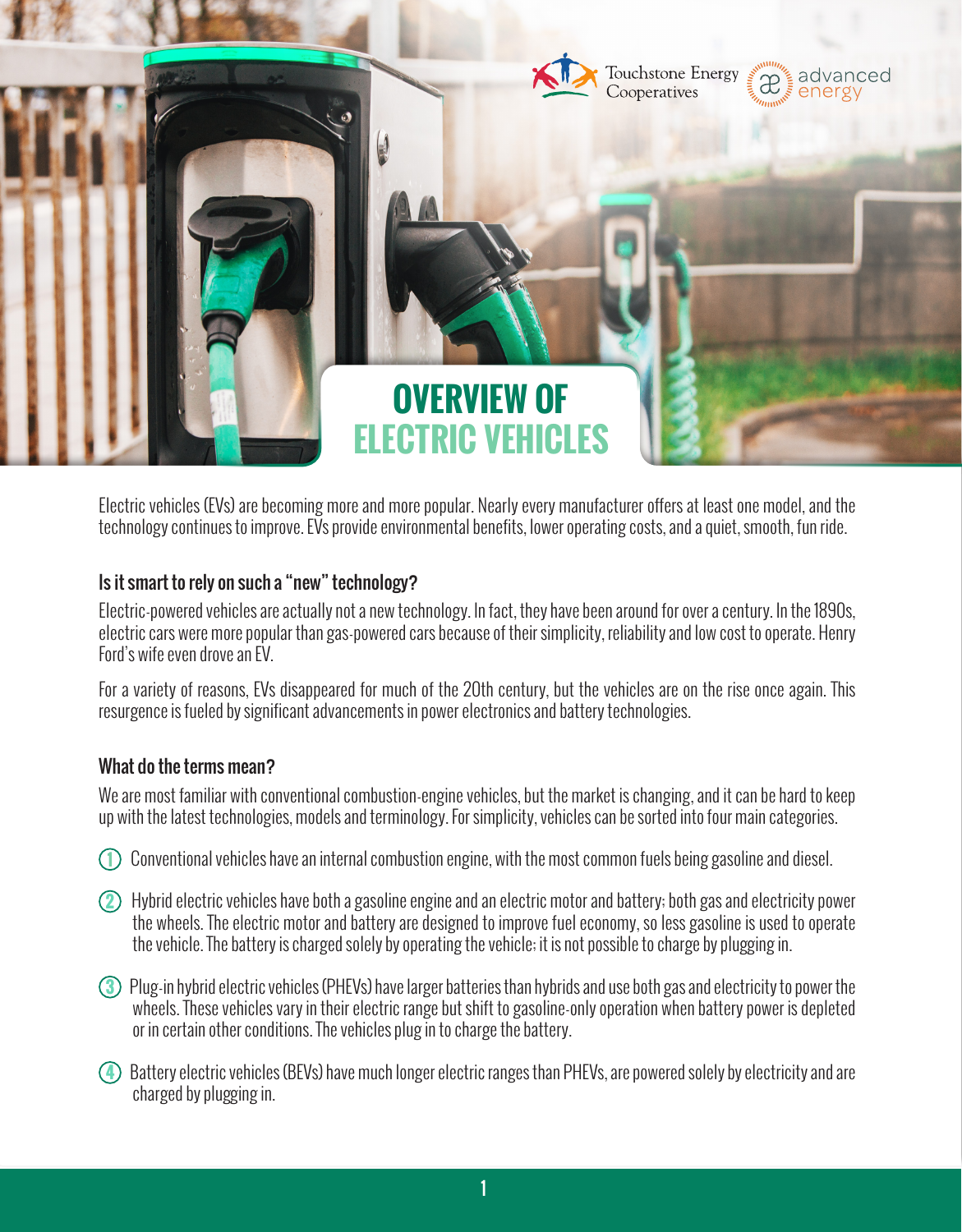# OVERVIEW OF ELECTRIC VEHICLES

Electric vehicles (EVs) are becoming more and more popular. Nearly every manufacturer offers at least one model, and the technology continues to improve. EVs provide environmental benefits, lower operating costs, and a quiet, smooth, fun ride.

## Is it smart to rely on such a "new" technology?

Electric-powered vehicles are actually not a new technology. In fact, they have been around for over a century. In the 1890s, electric cars were more popular than gas-powered cars because of their simplicity, reliability and low cost to operate. Henry Ford's wife even drove an EV.

For a variety of reasons, EVs disappeared for much of the 20th century, but the vehicles are on the rise once again. This resurgence is fueled by significant advancements in power electronics and battery technologies.

## What do the terms mean?

We are most familiar with conventional combustion-engine vehicles, but the market is changing, and it can be hard to keep up with the latest technologies, models and terminology. For simplicity, vehicles can be sorted into four main categories.

1. Conventional vehicles have an internal combustion engine, with the most common fuels being gasoline and diesel.
2. Hybrid electric vehicles have both a gasoline engine and an electric motor and battery; both gas and electricity power the wheels. The electric motor and battery are designed to improve fuel economy, so less gasoline is used to operate the vehicle. The battery is charged solely by operating the vehicle; it is not possible to charge by plugging in.
3. Plug-in hybrid electric vehicles (PHEVs) have larger batteries than hybrids and use both gas and electricity to power the wheels. These vehicles vary in their electric range but shift to gasoline-only operation when battery power is depleted or in certain other conditions. The vehicles plug in to charge the battery.
4. Battery electric vehicles (BEVs) have much longer electric ranges than PHEVs, are powered solely by electricity and are charged by plugging in.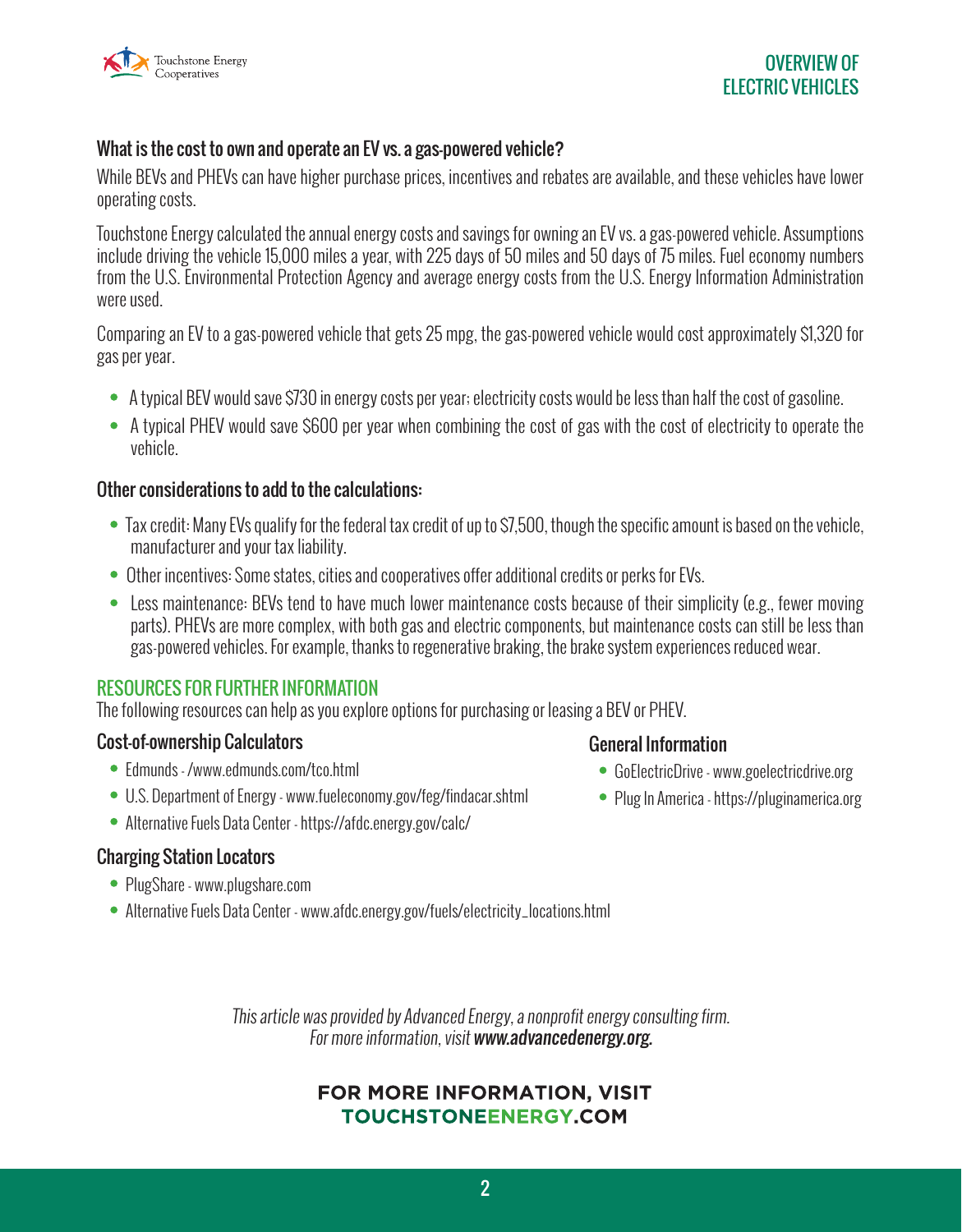### What is the cost to own and operate an EV vs. a gas-powered vehicle?

While BEVs and PHEVs can have higher purchase prices, incentives and rebates are available, and these vehicles have lower operating costs.

Touchstone Energy calculated the annual energy costs and savings for owning an EV vs. a gas-powered vehicle. Assumptions include driving the vehicle 15,000 miles a year, with 225 days of 50 miles and 50 days of 75 miles. Fuel economy numbers from the U.S. Environmental Protection Agency and average energy costs from the U.S. Energy Information Administration were used.

Comparing an EV to a gas-powered vehicle that gets 25 mpg, the gas-powered vehicle would cost approximately $1,320 for gas per year.

- A typical BEV would save $730 in energy costs per year; electricity costs would be less than half the cost of gasoline.
- A typical PHEV would save $600 per year when combining the cost of gas with the cost of electricity to operate the vehicle.

### Other considerations to add to the calculations:

- Tax credit: Many EVs qualify for the federal tax credit of up to $7,500, though the specific amount is based on the vehicle, manufacturer and your tax liability.
- Other incentives: Some states, cities and cooperatives offer additional credits or perks for EVs.
- Less maintenance: BEVs tend to have much lower maintenance costs because of their simplicity (e.g., fewer moving parts). PHEVs are more complex, with both gas and electric components, but maintenance costs can still be less than gas-powered vehicles. For example, thanks to regenerative braking, the brake system experiences reduced wear.

## RESOURCES FOR FURTHER INFORMATION

The following resources can help as you explore options for purchasing or leasing a BEV or PHEV.

### Cost-of-ownership Calculators

- Edmunds - /www.edmunds.com/tco.html
- U.S. Department of Energy - www.fueleconomy.gov/feg/findacar.shtml
- Alternative Fuels Data Center - https://afdc.energy.gov/calc/

### Charging Station Locators

- PlugShare - www.plugshare.com
- Alternative Fuels Data Center - www.afdc.energy.gov/fuels/electricity_locations.html

### General Information

- GoElectricDrive - www.goelectricdrive.org
- Plug In America - https://pluginamerica.org

*This article was provided by Advanced Energy, a nonprofit energy consulting firm. For more information, visit **www.advancedenergy.org.***

**FOR MORE INFORMATION, VISIT TOUCHSTONEENERGY.COM**